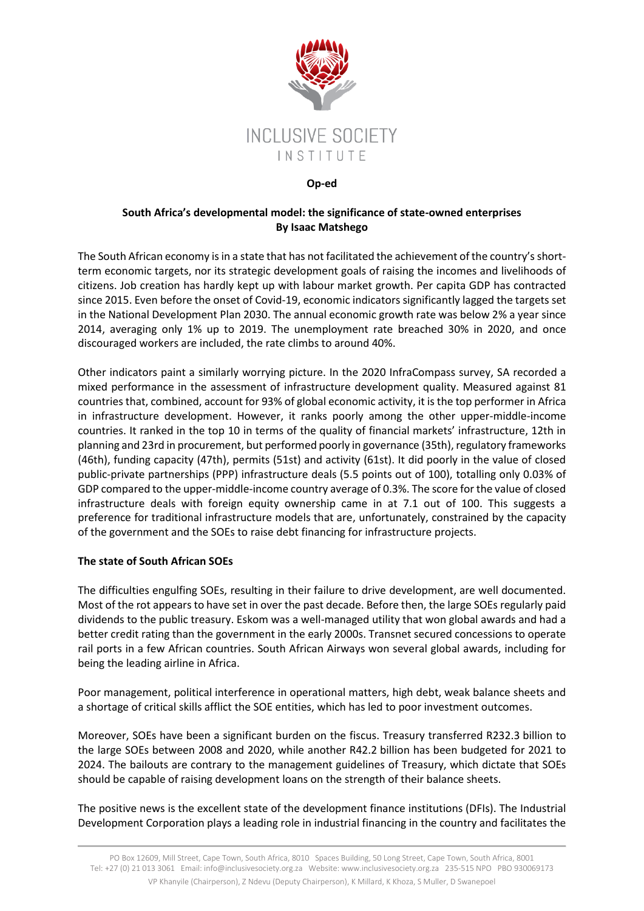INCLUSIVE SOCIETY INSTITUTE

**Op-ed**

# South Africa's developmental model: the significance of state-owned enterprises

**By Isaac Matshego**

The South African economy is in a state that has not facilitated the achievement of the country's short-term economic targets, nor its strategic development goals of raising the incomes and livelihoods of citizens. Job creation has hardly kept up with labour market growth. Per capita GDP has contracted since 2015. Even before the onset of Covid-19, economic indicators significantly lagged the targets set in the National Development Plan 2030. The annual economic growth rate was below 2% a year since 2014, averaging only 1% up to 2019. The unemployment rate breached 30% in 2020, and once discouraged workers are included, the rate climbs to around 40%.

Other indicators paint a similarly worrying picture. In the 2020 InfraCompass survey, SA recorded a mixed performance in the assessment of infrastructure development quality. Measured against 81 countries that, combined, account for 93% of global economic activity, it is the top performer in Africa in infrastructure development. However, it ranks poorly among the other upper-middle-income countries. It ranked in the top 10 in terms of the quality of financial markets' infrastructure, 12th in planning and 23rd in procurement, but performed poorly in governance (35th), regulatory frameworks (46th), funding capacity (47th), permits (51st) and activity (61st). It did poorly in the value of closed public-private partnerships (PPP) infrastructure deals (5.5 points out of 100), totalling only 0.03% of GDP compared to the upper-middle-income country average of 0.3%. The score for the value of closed infrastructure deals with foreign equity ownership came in at 7.1 out of 100. This suggests a preference for traditional infrastructure models that are, unfortunately, constrained by the capacity of the government and the SOEs to raise debt financing for infrastructure projects.

## The state of South African SOEs

The difficulties engulfing SOEs, resulting in their failure to drive development, are well documented. Most of the rot appears to have set in over the past decade. Before then, the large SOEs regularly paid dividends to the public treasury. Eskom was a well-managed utility that won global awards and had a better credit rating than the government in the early 2000s. Transnet secured concessions to operate rail ports in a few African countries. South African Airways won several global awards, including for being the leading airline in Africa.

Poor management, political interference in operational matters, high debt, weak balance sheets and a shortage of critical skills afflict the SOE entities, which has led to poor investment outcomes.

Moreover, SOEs have been a significant burden on the fiscus. Treasury transferred R232.3 billion to the large SOEs between 2008 and 2020, while another R42.2 billion has been budgeted for 2021 to 2024. The bailouts are contrary to the management guidelines of Treasury, which dictate that SOEs should be capable of raising development loans on the strength of their balance sheets.

The positive news is the excellent state of the development finance institutions (DFIs). The Industrial Development Corporation plays a leading role in industrial financing in the country and facilitates the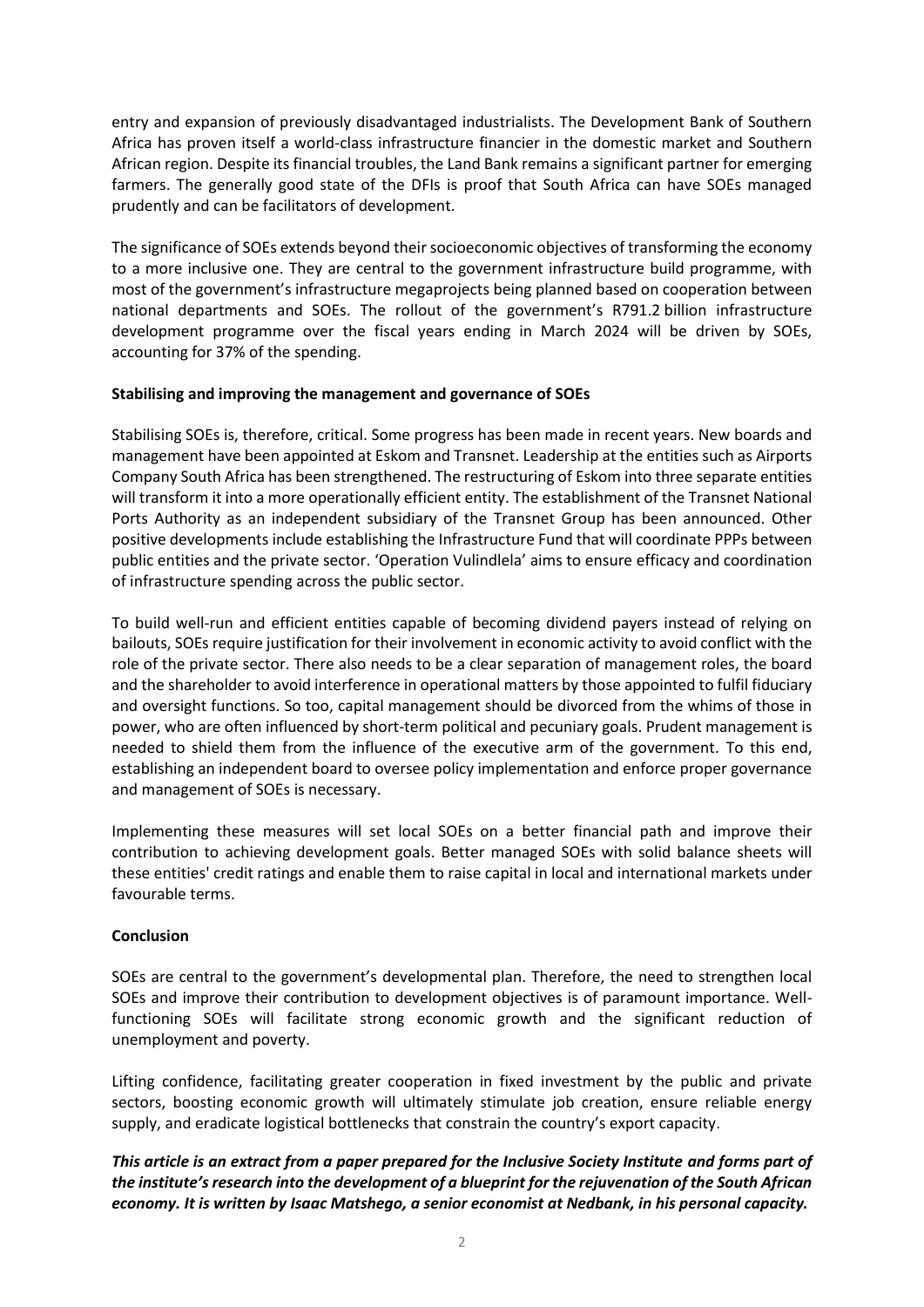entry and expansion of previously disadvantaged industrialists. The Development Bank of Southern Africa has proven itself a world-class infrastructure financier in the domestic market and Southern African region. Despite its financial troubles, the Land Bank remains a significant partner for emerging farmers. The generally good state of the DFIs is proof that South Africa can have SOEs managed prudently and can be facilitators of development.

The significance of SOEs extends beyond their socioeconomic objectives of transforming the economy to a more inclusive one. They are central to the government infrastructure build programme, with most of the government's infrastructure megaprojects being planned based on cooperation between national departments and SOEs. The rollout of the government's R791.2 billion infrastructure development programme over the fiscal years ending in March 2024 will be driven by SOEs, accounting for 37% of the spending.

**Stabilising and improving the management and governance of SOEs**

Stabilising SOEs is, therefore, critical. Some progress has been made in recent years. New boards and management have been appointed at Eskom and Transnet. Leadership at the entities such as Airports Company South Africa has been strengthened. The restructuring of Eskom into three separate entities will transform it into a more operationally efficient entity. The establishment of the Transnet National Ports Authority as an independent subsidiary of the Transnet Group has been announced. Other positive developments include establishing the Infrastructure Fund that will coordinate PPPs between public entities and the private sector. 'Operation Vulindlela' aims to ensure efficacy and coordination of infrastructure spending across the public sector.

To build well-run and efficient entities capable of becoming dividend payers instead of relying on bailouts, SOEs require justification for their involvement in economic activity to avoid conflict with the role of the private sector. There also needs to be a clear separation of management roles, the board and the shareholder to avoid interference in operational matters by those appointed to fulfil fiduciary and oversight functions. So too, capital management should be divorced from the whims of those in power, who are often influenced by short-term political and pecuniary goals. Prudent management is needed to shield them from the influence of the executive arm of the government. To this end, establishing an independent board to oversee policy implementation and enforce proper governance and management of SOEs is necessary.

Implementing these measures will set local SOEs on a better financial path and improve their contribution to achieving development goals. Better managed SOEs with solid balance sheets will these entities' credit ratings and enable them to raise capital in local and international markets under favourable terms.

**Conclusion**

SOEs are central to the government's developmental plan. Therefore, the need to strengthen local SOEs and improve their contribution to development objectives is of paramount importance. Well-functioning SOEs will facilitate strong economic growth and the significant reduction of unemployment and poverty.

Lifting confidence, facilitating greater cooperation in fixed investment by the public and private sectors, boosting economic growth will ultimately stimulate job creation, ensure reliable energy supply, and eradicate logistical bottlenecks that constrain the country's export capacity.

***This article is an extract from a paper prepared for the Inclusive Society Institute and forms part of the institute's research into the development of a blueprint for the rejuvenation of the South African economy. It is written by Isaac Matshego, a senior economist at Nedbank, in his personal capacity.***